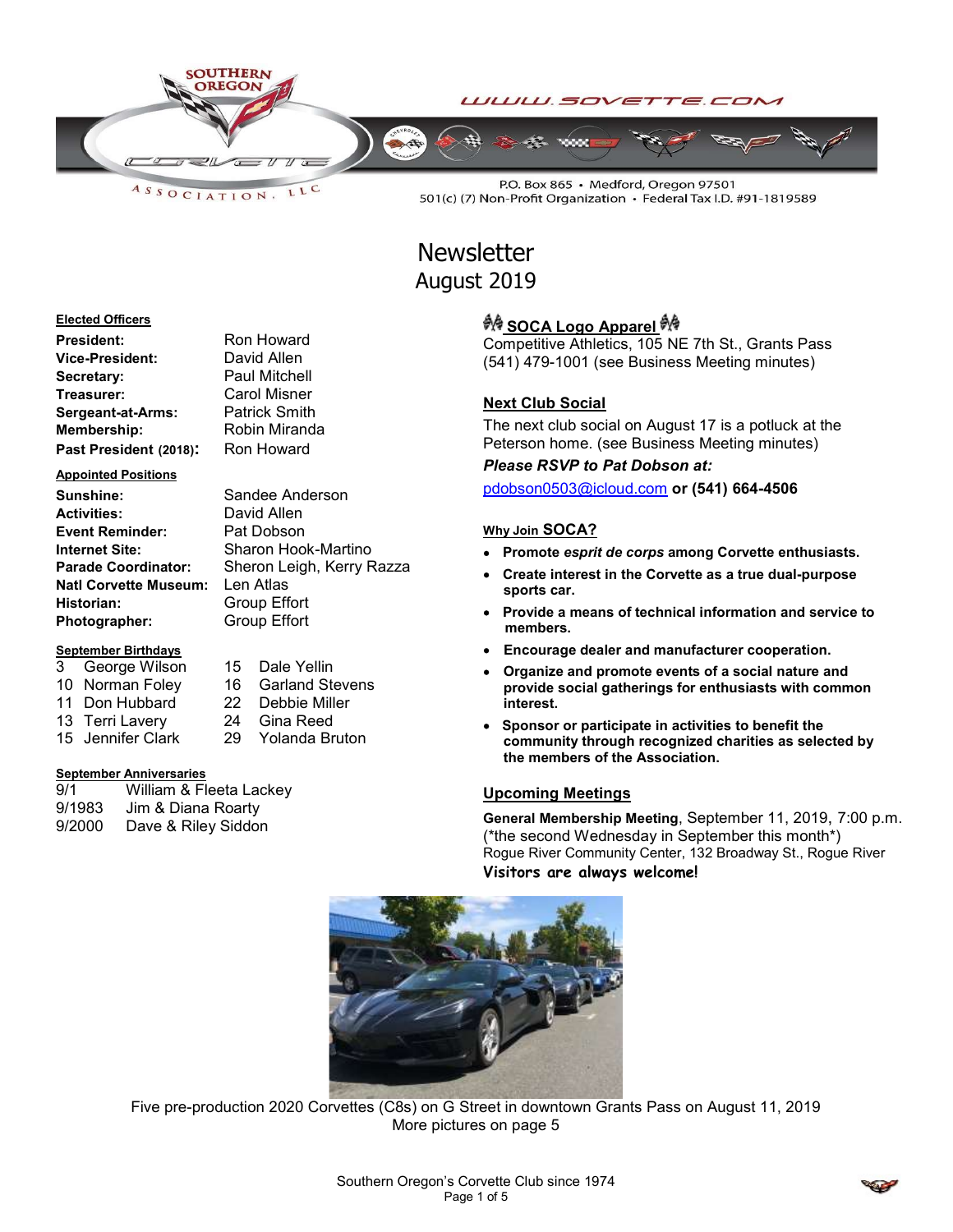WWW.SOVETTE.COM

SOUTHERN OREGON CORVETTE ASSOCIATION, LLC

P.O. Box 865 • Medford, Oregon 97501
501(c) (7) Non-Profit Organization • Federal Tax I.D. #91-1819589

# Newsletter
## August 2019

**Elected Officers**

| | |
|---|---|
| **President:** | Ron Howard |
| **Vice-President:** | David Allen |
| **Secretary:** | Paul Mitchell |
| **Treasurer:** | Carol Misner |
| **Sergeant-at-Arms:** | Patrick Smith |
| **Membership:** | Robin Miranda |
| **Past President (2018):** | Ron Howard |

**Appointed Positions**

| | |
|---|---|
| **Sunshine:** | Sandee Anderson |
| **Activities:** | David Allen |
| **Event Reminder:** | Pat Dobson |
| **Internet Site:** | Sharon Hook-Martino |
| **Parade Coordinator:** | Sheron Leigh, Kerry Razza |
| **Natl Corvette Museum:** | Len Atlas |
| **Historian:** | Group Effort |
| **Photographer:** | Group Effort |

**September Birthdays**

| | | | |
|---|---|---|---|
| 3 | George Wilson | 15 | Dale Yellin |
| 10 | Norman Foley | 16 | Garland Stevens |
| 11 | Don Hubbard | 22 | Debbie Miller |
| 13 | Terri Lavery | 24 | Gina Reed |
| 15 | Jennifer Clark | 29 | Yolanda Bruton |

**September Anniversaries**

| | |
|---|---|
| 9/1 | William & Fleeta Lackey |
| 9/1983 | Jim & Diana Roarty |
| 9/2000 | Dave & Riley Siddon |

### SOCA Logo Apparel

Competitive Athletics, 105 NE 7th St., Grants Pass
(541) 479-1001 (see Business Meeting minutes)

### Next Club Social

The next club social on August 17 is a potluck at the Peterson home. (see Business Meeting minutes)

***Please RSVP to Pat Dobson at:***

pdobson0503@icloud.com **or (541) 664-4506**

### Why Join SOCA?

- **Promote *esprit de corps* among Corvette enthusiasts.**
- **Create interest in the Corvette as a true dual-purpose sports car.**
- **Provide a means of technical information and service to members.**
- **Encourage dealer and manufacturer cooperation.**
- **Organize and promote events of a social nature and provide social gatherings for enthusiasts with common interest.**
- **Sponsor or participate in activities to benefit the community through recognized charities as selected by the members of the Association.**

### Upcoming Meetings

**General Membership Meeting**, September 11, 2019, 7:00 p.m.
(\*the second Wednesday in September this month\*)
Rogue River Community Center, 132 Broadway St., Rogue River

**Visitors are always welcome!**

Five pre-production 2020 Corvettes (C8s) on G Street in downtown Grants Pass on August 11, 2019
More pictures on page 5

Southern Oregon's Corvette Club since 1974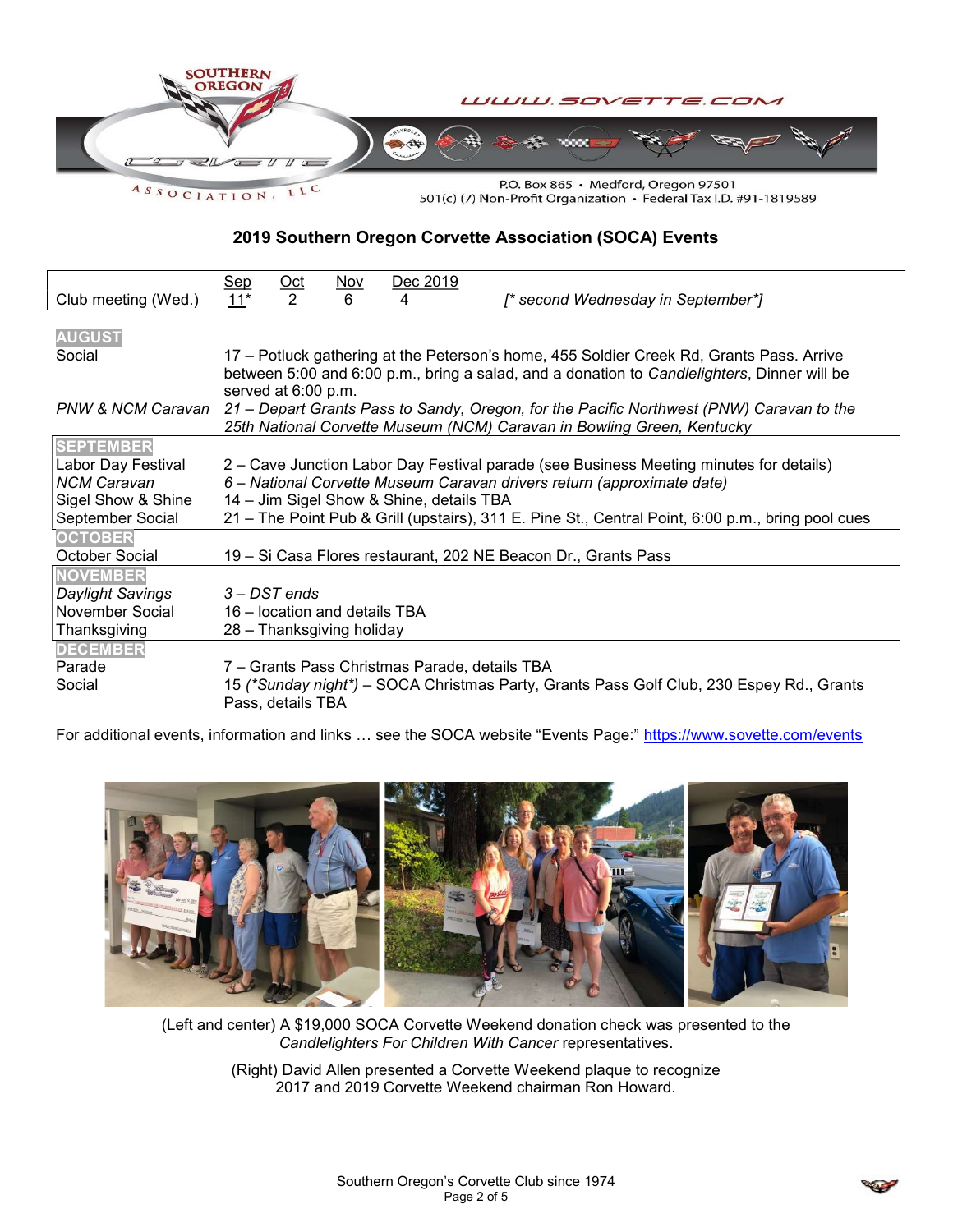SOUTHERN OREGON CORVETTE ASSOCIATION, LLC

WWW.SOVETTE.COM

P.O. Box 865 • Medford, Oregon 97501
501(c) (7) Non-Profit Organization • Federal Tax I.D. #91-1819589

## 2019 Southern Oregon Corvette Association (SOCA) Events

| | Sep | Oct | Nov | Dec 2019 | |
|---|---|---|---|---|---|
| Club meeting (Wed.) | 11* | 2 | 6 | 4 | *[* second Wednesday in September*]* |

**AUGUST**

| | |
|---|---|
| Social | 17 – Potluck gathering at the Peterson's home, 455 Soldier Creek Rd, Grants Pass. Arrive between 5:00 and 6:00 p.m., bring a salad, and a donation to *Candlelighters*, Dinner will be served at 6:00 p.m. |
| *PNW & NCM Caravan* | *21 – Depart Grants Pass to Sandy, Oregon, for the Pacific Northwest (PNW) Caravan to the 25th National Corvette Museum (NCM) Caravan in Bowling Green, Kentucky* |

**SEPTEMBER**

| | |
|---|---|
| Labor Day Festival | 2 – Cave Junction Labor Day Festival parade (see Business Meeting minutes for details) |
| *NCM Caravan* | *6 – National Corvette Museum Caravan drivers return (approximate date)* |
| Sigel Show & Shine | 14 – Jim Sigel Show & Shine, details TBA |
| September Social | 21 – The Point Pub & Grill (upstairs), 311 E. Pine St., Central Point, 6:00 p.m., bring pool cues |

**OCTOBER**

| | |
|---|---|
| October Social | 19 – Si Casa Flores restaurant, 202 NE Beacon Dr., Grants Pass |

**NOVEMBER**

| | |
|---|---|
| *Daylight Savings* | *3 – DST ends* |
| November Social | 16 – location and details TBA |
| Thanksgiving | 28 – Thanksgiving holiday |

**DECEMBER**

| | |
|---|---|
| Parade | 7 – Grants Pass Christmas Parade, details TBA |
| Social | 15 *(*Sunday night*)* – SOCA Christmas Party, Grants Pass Golf Club, 230 Espey Rd., Grants Pass, details TBA |

For additional events, information and links … see the SOCA website "Events Page:" https://www.sovette.com/events

(Left and center) A $19,000 SOCA Corvette Weekend donation check was presented to the *Candlelighters For Children With Cancer* representatives.

(Right) David Allen presented a Corvette Weekend plaque to recognize 2017 and 2019 Corvette Weekend chairman Ron Howard.

Southern Oregon's Corvette Club since 1974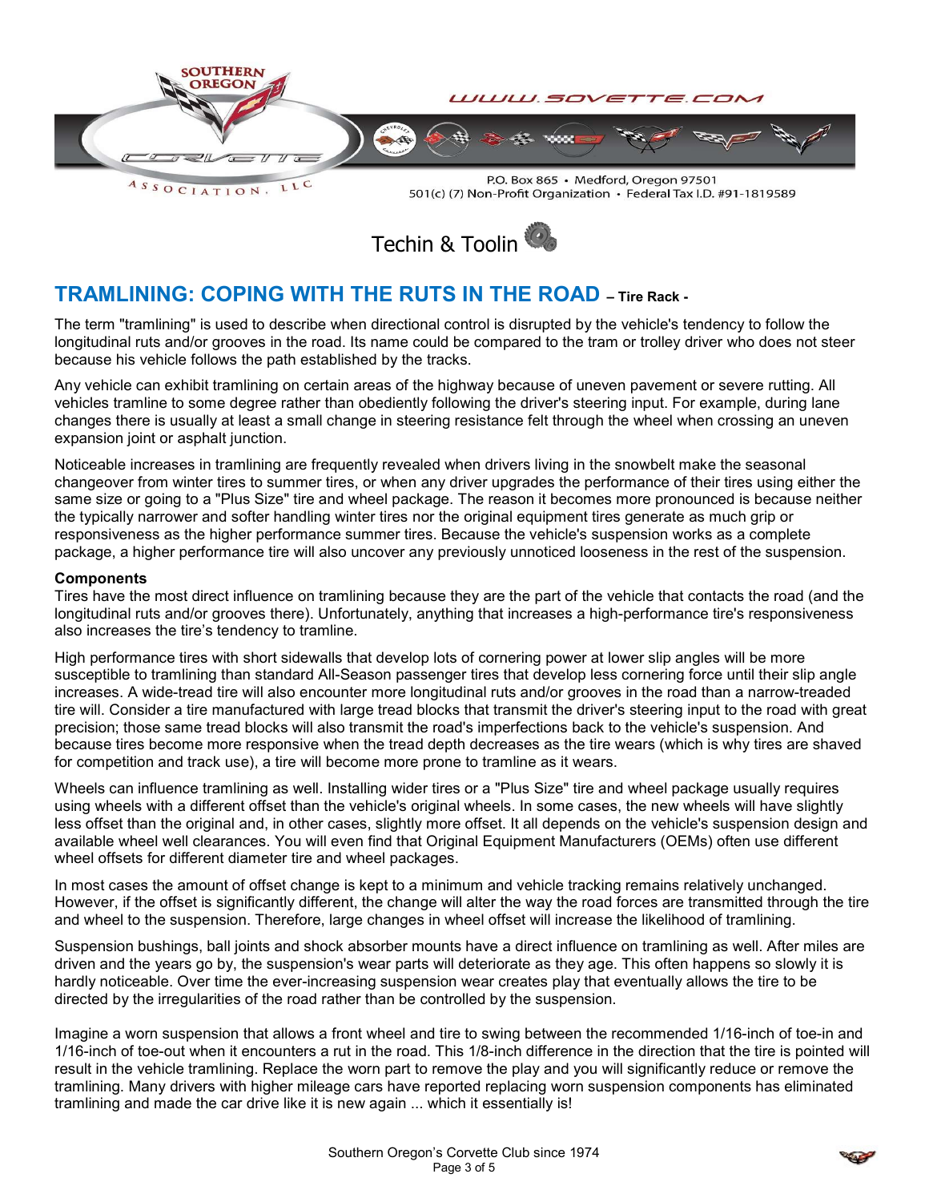Techin & Toolin

## TRAMLINING: COPING WITH THE RUTS IN THE ROAD – Tire Rack -

The term "tramlining" is used to describe when directional control is disrupted by the vehicle's tendency to follow the longitudinal ruts and/or grooves in the road. Its name could be compared to the tram or trolley driver who does not steer because his vehicle follows the path established by the tracks.

Any vehicle can exhibit tramlining on certain areas of the highway because of uneven pavement or severe rutting. All vehicles tramline to some degree rather than obediently following the driver's steering input. For example, during lane changes there is usually at least a small change in steering resistance felt through the wheel when crossing an uneven expansion joint or asphalt junction.

Noticeable increases in tramlining are frequently revealed when drivers living in the snowbelt make the seasonal changeover from winter tires to summer tires, or when any driver upgrades the performance of their tires using either the same size or going to a "Plus Size" tire and wheel package. The reason it becomes more pronounced is because neither the typically narrower and softer handling winter tires nor the original equipment tires generate as much grip or responsiveness as the higher performance summer tires. Because the vehicle's suspension works as a complete package, a higher performance tire will also uncover any previously unnoticed looseness in the rest of the suspension.

**Components**

Tires have the most direct influence on tramlining because they are the part of the vehicle that contacts the road (and the longitudinal ruts and/or grooves there). Unfortunately, anything that increases a high-performance tire's responsiveness also increases the tire's tendency to tramline.

High performance tires with short sidewalls that develop lots of cornering power at lower slip angles will be more susceptible to tramlining than standard All-Season passenger tires that develop less cornering force until their slip angle increases. A wide-tread tire will also encounter more longitudinal ruts and/or grooves in the road than a narrow-treaded tire will. Consider a tire manufactured with large tread blocks that transmit the driver's steering input to the road with great precision; those same tread blocks will also transmit the road's imperfections back to the vehicle's suspension. And because tires become more responsive when the tread depth decreases as the tire wears (which is why tires are shaved for competition and track use), a tire will become more prone to tramline as it wears.

Wheels can influence tramlining as well. Installing wider tires or a "Plus Size" tire and wheel package usually requires using wheels with a different offset than the vehicle's original wheels. In some cases, the new wheels will have slightly less offset than the original and, in other cases, slightly more offset. It all depends on the vehicle's suspension design and available wheel well clearances. You will even find that Original Equipment Manufacturers (OEMs) often use different wheel offsets for different diameter tire and wheel packages.

In most cases the amount of offset change is kept to a minimum and vehicle tracking remains relatively unchanged. However, if the offset is significantly different, the change will alter the way the road forces are transmitted through the tire and wheel to the suspension. Therefore, large changes in wheel offset will increase the likelihood of tramlining.

Suspension bushings, ball joints and shock absorber mounts have a direct influence on tramlining as well. After miles are driven and the years go by, the suspension's wear parts will deteriorate as they age. This often happens so slowly it is hardly noticeable. Over time the ever-increasing suspension wear creates play that eventually allows the tire to be directed by the irregularities of the road rather than be controlled by the suspension.

Imagine a worn suspension that allows a front wheel and tire to swing between the recommended 1/16-inch of toe-in and 1/16-inch of toe-out when it encounters a rut in the road. This 1/8-inch difference in the direction that the tire is pointed will result in the vehicle tramlining. Replace the worn part to remove the play and you will significantly reduce or remove the tramlining. Many drivers with higher mileage cars have reported replacing worn suspension components has eliminated tramlining and made the car drive like it is new again ... which it essentially is!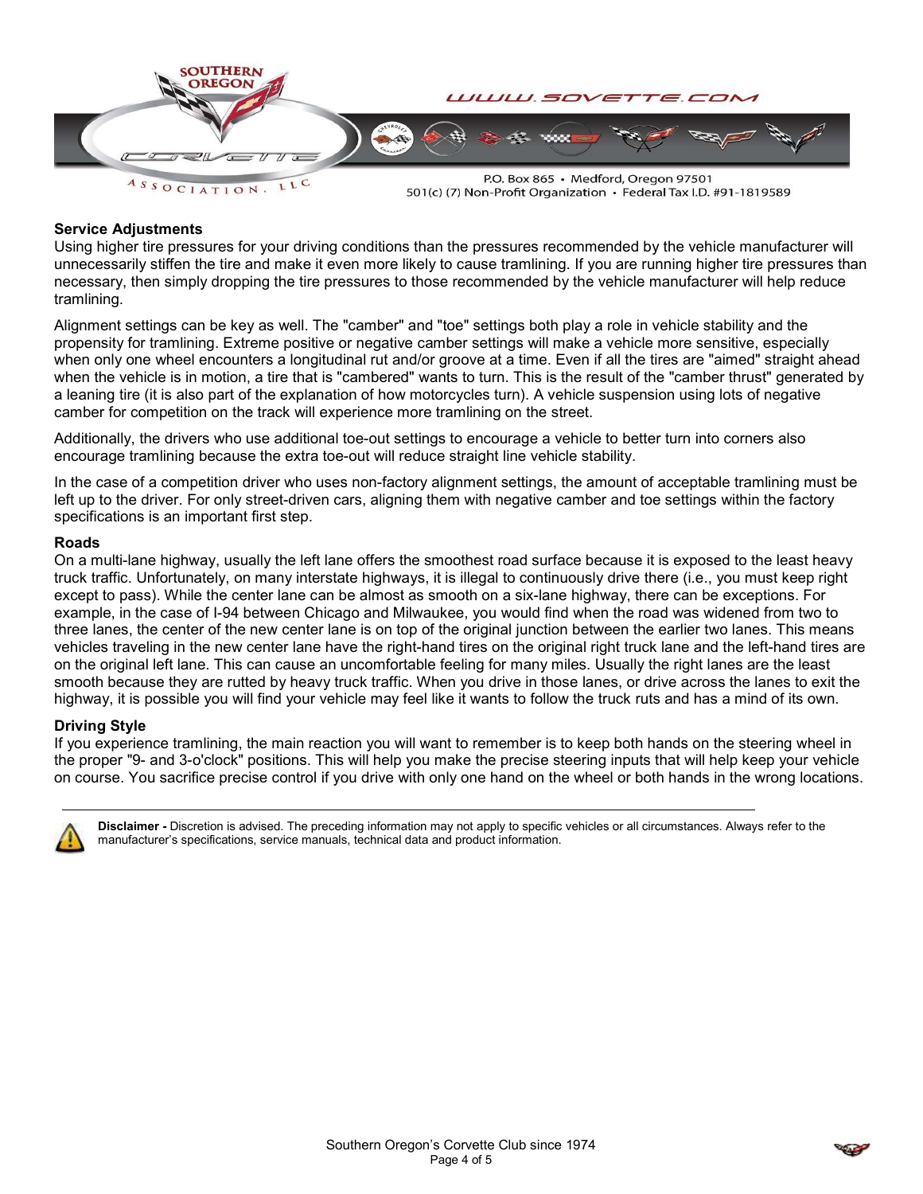## Service Adjustments

Using higher tire pressures for your driving conditions than the pressures recommended by the vehicle manufacturer will unnecessarily stiffen the tire and make it even more likely to cause tramlining. If you are running higher tire pressures than necessary, then simply dropping the tire pressures to those recommended by the vehicle manufacturer will help reduce tramlining.

Alignment settings can be key as well. The "camber" and "toe" settings both play a role in vehicle stability and the propensity for tramlining. Extreme positive or negative camber settings will make a vehicle more sensitive, especially when only one wheel encounters a longitudinal rut and/or groove at a time. Even if all the tires are "aimed" straight ahead when the vehicle is in motion, a tire that is "cambered" wants to turn. This is the result of the "camber thrust" generated by a leaning tire (it is also part of the explanation of how motorcycles turn). A vehicle suspension using lots of negative camber for competition on the track will experience more tramlining on the street.

Additionally, the drivers who use additional toe-out settings to encourage a vehicle to better turn into corners also encourage tramlining because the extra toe-out will reduce straight line vehicle stability.

In the case of a competition driver who uses non-factory alignment settings, the amount of acceptable tramlining must be left up to the driver. For only street-driven cars, aligning them with negative camber and toe settings within the factory specifications is an important first step.

## Roads

On a multi-lane highway, usually the left lane offers the smoothest road surface because it is exposed to the least heavy truck traffic. Unfortunately, on many interstate highways, it is illegal to continuously drive there (i.e., you must keep right except to pass). While the center lane can be almost as smooth on a six-lane highway, there can be exceptions. For example, in the case of I-94 between Chicago and Milwaukee, you would find when the road was widened from two to three lanes, the center of the new center lane is on top of the original junction between the earlier two lanes. This means vehicles traveling in the new center lane have the right-hand tires on the original right truck lane and the left-hand tires are on the original left lane. This can cause an uncomfortable feeling for many miles. Usually the right lanes are the least smooth because they are rutted by heavy truck traffic. When you drive in those lanes, or drive across the lanes to exit the highway, it is possible you will find your vehicle may feel like it wants to follow the truck ruts and has a mind of its own.

## Driving Style

If you experience tramlining, the main reaction you will want to remember is to keep both hands on the steering wheel in the proper "9- and 3-o'clock" positions. This will help you make the precise steering inputs that will help keep your vehicle on course. You sacrifice precise control if you drive with only one hand on the wheel or both hands in the wrong locations.

---

**Disclaimer -** Discretion is advised. The preceding information may not apply to specific vehicles or all circumstances. Always refer to the manufacturer's specifications, service manuals, technical data and product information.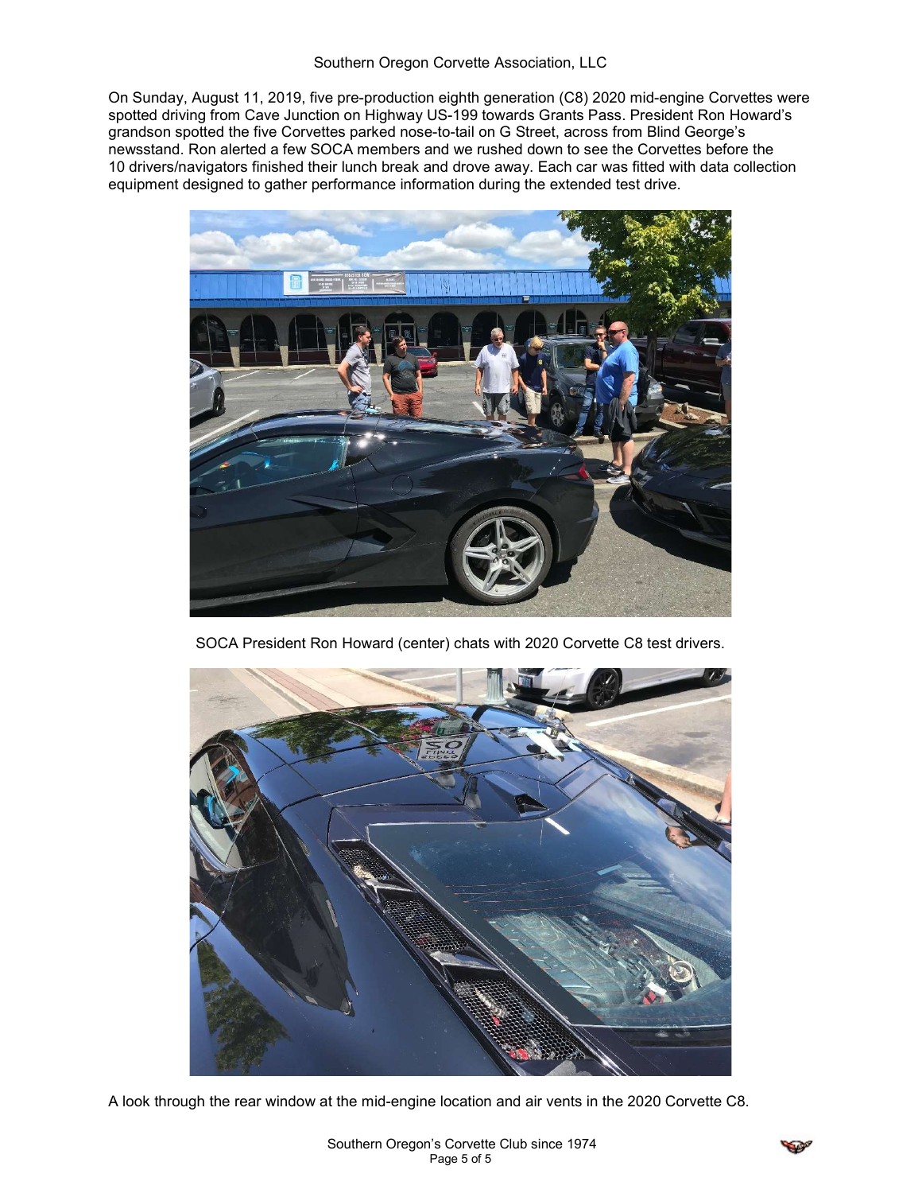On Sunday, August 11, 2019, five pre-production eighth generation (C8) 2020 mid-engine Corvettes were spotted driving from Cave Junction on Highway US-199 towards Grants Pass. President Ron Howard's grandson spotted the five Corvettes parked nose-to-tail on G Street, across from Blind George's newsstand. Ron alerted a few SOCA members and we rushed down to see the Corvettes before the 10 drivers/navigators finished their lunch break and drove away. Each car was fitted with data collection equipment designed to gather performance information during the extended test drive.

SOCA President Ron Howard (center) chats with 2020 Corvette C8 test drivers.

A look through the rear window at the mid-engine location and air vents in the 2020 Corvette C8.